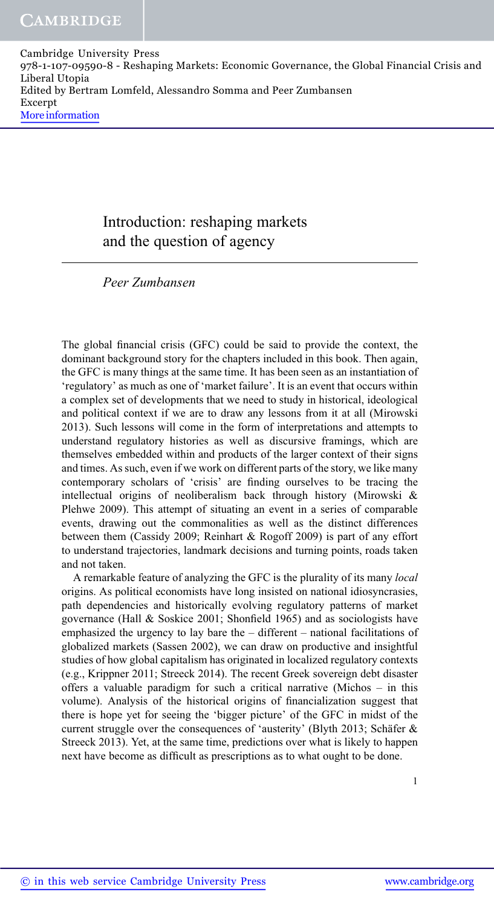# Introduction: reshaping markets and the question of agency

*Peer Zumbansen*

The global financial crisis (GFC) could be said to provide the context, the dominant background story for the chapters included in this book. Then again, the GFC is many things at the same time. It has been seen as an instantiation of 'regulatory' as much as one of 'market failure'. It is an event that occurs within a complex set of developments that we need to study in historical, ideological and political context if we are to draw any lessons from it at all (Mirowski 2013). Such lessons will come in the form of interpretations and attempts to understand regulatory histories as well as discursive framings, which are themselves embedded within and products of the larger context of their signs and times. As such, even if we work on different parts of the story, we like many contemporary scholars of 'crisis' are finding ourselves to be tracing the intellectual origins of neoliberalism back through history (Mirowski & Plehwe 2009). This attempt of situating an event in a series of comparable events, drawing out the commonalities as well as the distinct differences between them (Cassidy 2009; Reinhart & Rogoff 2009) is part of any effort to understand trajectories, landmark decisions and turning points, roads taken and not taken.

A remarkable feature of analyzing the GFC is the plurality of its many *local* origins. As political economists have long insisted on national idiosyncrasies, path dependencies and historically evolving regulatory patterns of market governance (Hall & Soskice 2001; Shonfield 1965) and as sociologists have emphasized the urgency to lay bare the – different – national facilitations of globalized markets (Sassen 2002), we can draw on productive and insightful studies of how global capitalism has originated in localized regulatory contexts (e.g., Krippner 2011; Streeck 2014). The recent Greek sovereign debt disaster offers a valuable paradigm for such a critical narrative (Michos – in this volume). Analysis of the historical origins of financialization suggest that there is hope yet for seeing the 'bigger picture' of the GFC in midst of the current struggle over the consequences of 'austerity' (Blyth 2013; Schäfer & Streeck 2013). Yet, at the same time, predictions over what is likely to happen next have become as difficult as prescriptions as to what ought to be done.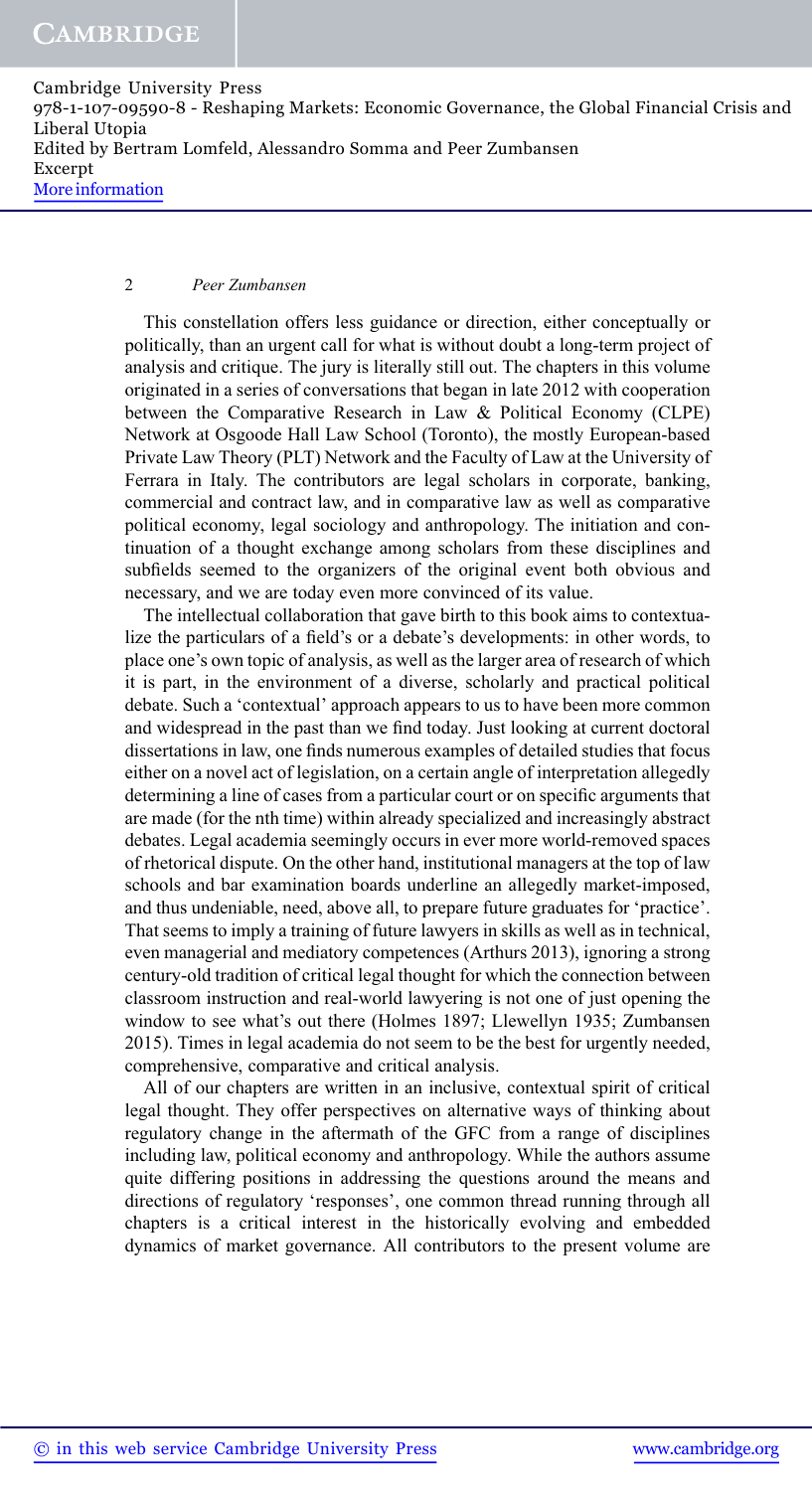This constellation offers less guidance or direction, either conceptually or politically, than an urgent call for what is without doubt a long-term project of analysis and critique. The jury is literally still out. The chapters in this volume originated in a series of conversations that began in late 2012 with cooperation between the Comparative Research in Law & Political Economy (CLPE) Network at Osgoode Hall Law School (Toronto), the mostly European-based Private Law Theory (PLT) Network and the Faculty of Law at the University of Ferrara in Italy. The contributors are legal scholars in corporate, banking, commercial and contract law, and in comparative law as well as comparative political economy, legal sociology and anthropology. The initiation and continuation of a thought exchange among scholars from these disciplines and subfields seemed to the organizers of the original event both obvious and necessary, and we are today even more convinced of its value.

The intellectual collaboration that gave birth to this book aims to contextualize the particulars of a field's or a debate's developments: in other words, to place one's own topic of analysis, as well as the larger area of research of which it is part, in the environment of a diverse, scholarly and practical political debate. Such a 'contextual' approach appears to us to have been more common and widespread in the past than we find today. Just looking at current doctoral dissertations in law, one finds numerous examples of detailed studies that focus either on a novel act of legislation, on a certain angle of interpretation allegedly determining a line of cases from a particular court or on specific arguments that are made (for the nth time) within already specialized and increasingly abstract debates. Legal academia seemingly occurs in ever more world-removed spaces of rhetorical dispute. On the other hand, institutional managers at the top of law schools and bar examination boards underline an allegedly market-imposed, and thus undeniable, need, above all, to prepare future graduates for 'practice'. That seems to imply a training of future lawyers in skills as well as in technical, even managerial and mediatory competences (Arthurs 2013), ignoring a strong century-old tradition of critical legal thought for which the connection between classroom instruction and real-world lawyering is not one of just opening the window to see what's out there (Holmes 1897; Llewellyn 1935; Zumbansen 2015). Times in legal academia do not seem to be the best for urgently needed, comprehensive, comparative and critical analysis.

All of our chapters are written in an inclusive, contextual spirit of critical legal thought. They offer perspectives on alternative ways of thinking about regulatory change in the aftermath of the GFC from a range of disciplines including law, political economy and anthropology. While the authors assume quite differing positions in addressing the questions around the means and directions of regulatory 'responses', one common thread running through all chapters is a critical interest in the historically evolving and embedded dynamics of market governance. All contributors to the present volume are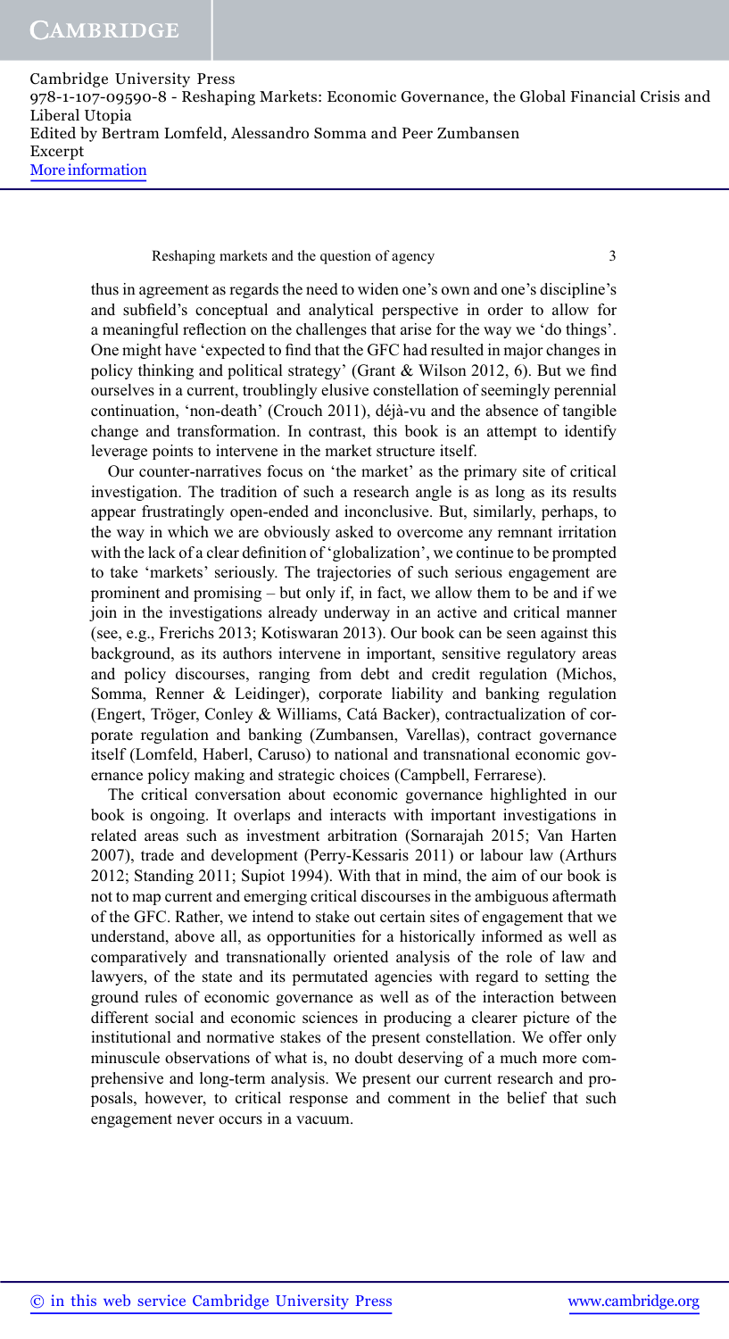thus in agreement as regards the need to widen one's own and one's discipline's and subfield's conceptual and analytical perspective in order to allow for a meaningful reflection on the challenges that arise for the way we 'do things'. One might have 'expected to find that the GFC had resulted in major changes in policy thinking and political strategy' (Grant & Wilson 2012, 6). But we find ourselves in a current, troublingly elusive constellation of seemingly perennial continuation, 'non-death' (Crouch 2011), déjà-vu and the absence of tangible change and transformation. In contrast, this book is an attempt to identify leverage points to intervene in the market structure itself.

Our counter-narratives focus on 'the market' as the primary site of critical investigation. The tradition of such a research angle is as long as its results appear frustratingly open-ended and inconclusive. But, similarly, perhaps, to the way in which we are obviously asked to overcome any remnant irritation with the lack of a clear definition of 'globalization', we continue to be prompted to take 'markets' seriously. The trajectories of such serious engagement are prominent and promising – but only if, in fact, we allow them to be and if we join in the investigations already underway in an active and critical manner (see, e.g., Frerichs 2013; Kotiswaran 2013). Our book can be seen against this background, as its authors intervene in important, sensitive regulatory areas and policy discourses, ranging from debt and credit regulation (Michos, Somma, Renner & Leidinger), corporate liability and banking regulation (Engert, Tröger, Conley & Williams, Catá Backer), contractualization of corporate regulation and banking (Zumbansen, Varellas), contract governance itself (Lomfeld, Haberl, Caruso) to national and transnational economic governance policy making and strategic choices (Campbell, Ferrarese).

The critical conversation about economic governance highlighted in our book is ongoing. It overlaps and interacts with important investigations in related areas such as investment arbitration (Sornarajah 2015; Van Harten 2007), trade and development (Perry-Kessaris 2011) or labour law (Arthurs 2012; Standing 2011; Supiot 1994). With that in mind, the aim of our book is not to map current and emerging critical discourses in the ambiguous aftermath of the GFC. Rather, we intend to stake out certain sites of engagement that we understand, above all, as opportunities for a historically informed as well as comparatively and transnationally oriented analysis of the role of law and lawyers, of the state and its permutated agencies with regard to setting the ground rules of economic governance as well as of the interaction between different social and economic sciences in producing a clearer picture of the institutional and normative stakes of the present constellation. We offer only minuscule observations of what is, no doubt deserving of a much more comprehensive and long-term analysis. We present our current research and proposals, however, to critical response and comment in the belief that such engagement never occurs in a vacuum.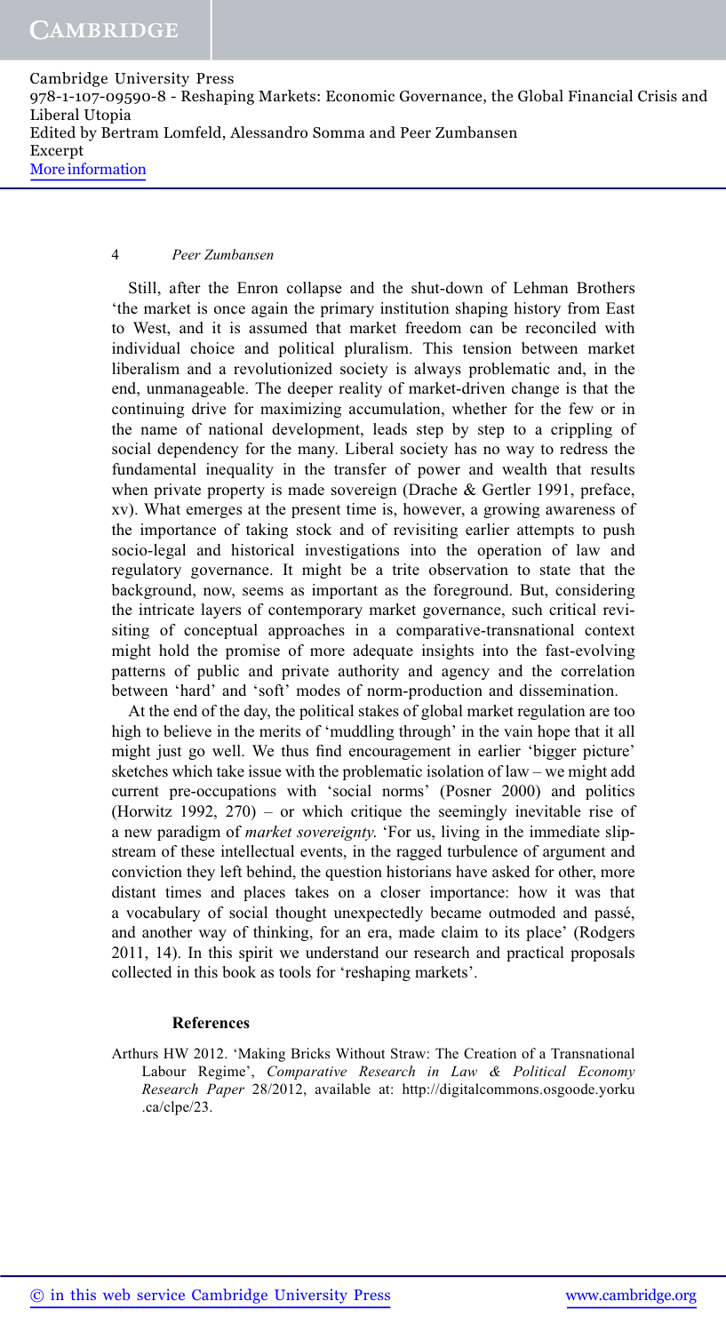Still, after the Enron collapse and the shut-down of Lehman Brothers 'the market is once again the primary institution shaping history from East to West, and it is assumed that market freedom can be reconciled with individual choice and political pluralism. This tension between market liberalism and a revolutionized society is always problematic and, in the end, unmanageable. The deeper reality of market-driven change is that the continuing drive for maximizing accumulation, whether for the few or in the name of national development, leads step by step to a crippling of social dependency for the many. Liberal society has no way to redress the fundamental inequality in the transfer of power and wealth that results when private property is made sovereign (Drache & Gertler 1991, preface, xv). What emerges at the present time is, however, a growing awareness of the importance of taking stock and of revisiting earlier attempts to push socio-legal and historical investigations into the operation of law and regulatory governance. It might be a trite observation to state that the background, now, seems as important as the foreground. But, considering the intricate layers of contemporary market governance, such critical revisiting of conceptual approaches in a comparative-transnational context might hold the promise of more adequate insights into the fast-evolving patterns of public and private authority and agency and the correlation between 'hard' and 'soft' modes of norm-production and dissemination.

At the end of the day, the political stakes of global market regulation are too high to believe in the merits of 'muddling through' in the vain hope that it all might just go well. We thus find encouragement in earlier 'bigger picture' sketches which take issue with the problematic isolation of law – we might add current pre-occupations with 'social norms' (Posner 2000) and politics (Horwitz 1992, 270) – or which critique the seemingly inevitable rise of a new paradigm of *market sovereignty.* 'For us, living in the immediate slipstream of these intellectual events, in the ragged turbulence of argument and conviction they left behind, the question historians have asked for other, more distant times and places takes on a closer importance: how it was that a vocabulary of social thought unexpectedly became outmoded and passé, and another way of thinking, for an era, made claim to its place' (Rodgers 2011, 14). In this spirit we understand our research and practical proposals collected in this book as tools for 'reshaping markets'.

### References

Arthurs HW 2012. 'Making Bricks Without Straw: The Creation of a Transnational Labour Regime', *Comparative Research in Law & Political Economy Research Paper* 28/2012, available at: http://digitalcommons.osgoode.yorku.ca/clpe/23.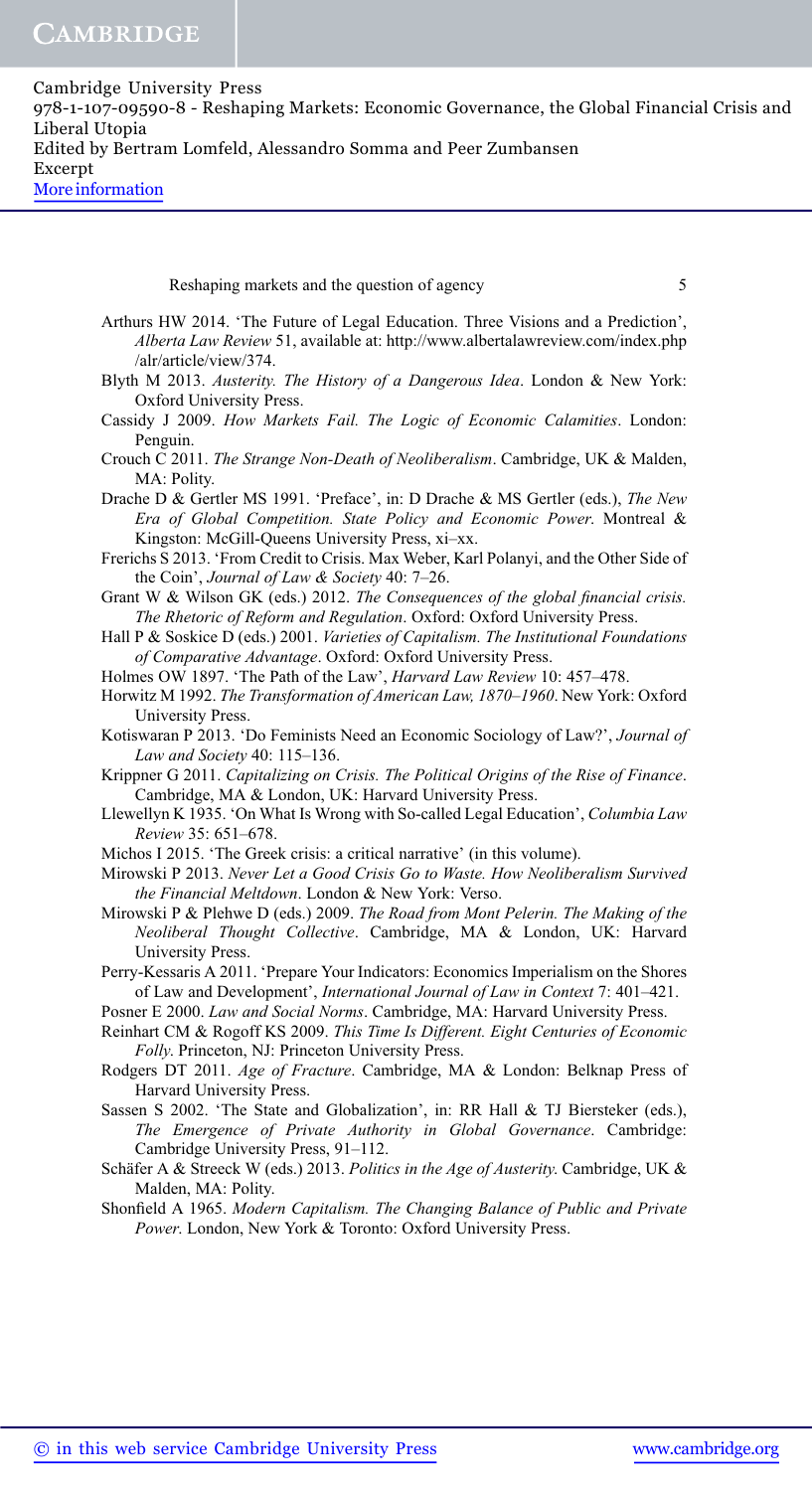Arthurs HW 2014. 'The Future of Legal Education. Three Visions and a Prediction', *Alberta Law Review* 51, available at: http://www.albertalawreview.com/index.php/alr/article/view/374.

Blyth M 2013. *Austerity. The History of a Dangerous Idea*. London & New York: Oxford University Press.

Cassidy J 2009. *How Markets Fail. The Logic of Economic Calamities*. London: Penguin.

Crouch C 2011. *The Strange Non-Death of Neoliberalism*. Cambridge, UK & Malden, MA: Polity.

Drache D & Gertler MS 1991. 'Preface', in: D Drache & MS Gertler (eds.), *The New Era of Global Competition. State Policy and Economic Power*. Montreal & Kingston: McGill-Queens University Press, xi–xx.

Frerichs S 2013. 'From Credit to Crisis. Max Weber, Karl Polanyi, and the Other Side of the Coin', *Journal of Law & Society* 40: 7–26.

Grant W & Wilson GK (eds.) 2012. *The Consequences of the global financial crisis. The Rhetoric of Reform and Regulation*. Oxford: Oxford University Press.

Hall P & Soskice D (eds.) 2001. *Varieties of Capitalism. The Institutional Foundations of Comparative Advantage*. Oxford: Oxford University Press.

Holmes OW 1897. 'The Path of the Law', *Harvard Law Review* 10: 457–478.

Horwitz M 1992. *The Transformation of American Law, 1870–1960*. New York: Oxford University Press.

Kotiswaran P 2013. 'Do Feminists Need an Economic Sociology of Law?', *Journal of Law and Society* 40: 115–136.

Krippner G 2011. *Capitalizing on Crisis. The Political Origins of the Rise of Finance*. Cambridge, MA & London, UK: Harvard University Press.

Llewellyn K 1935. 'On What Is Wrong with So-called Legal Education', *Columbia Law Review* 35: 651–678.

Michos I 2015. 'The Greek crisis: a critical narrative' (in this volume).

Mirowski P 2013. *Never Let a Good Crisis Go to Waste. How Neoliberalism Survived the Financial Meltdown*. London & New York: Verso.

Mirowski P & Plehwe D (eds.) 2009. *The Road from Mont Pelerin. The Making of the Neoliberal Thought Collective*. Cambridge, MA & London, UK: Harvard University Press.

Perry-Kessaris A 2011. 'Prepare Your Indicators: Economics Imperialism on the Shores of Law and Development', *International Journal of Law in Context* 7: 401–421.

Posner E 2000. *Law and Social Norms*. Cambridge, MA: Harvard University Press.

Reinhart CM & Rogoff KS 2009. *This Time Is Different. Eight Centuries of Economic Folly*. Princeton, NJ: Princeton University Press.

Rodgers DT 2011. *Age of Fracture*. Cambridge, MA & London: Belknap Press of Harvard University Press.

Sassen S 2002. 'The State and Globalization', in: RR Hall & TJ Biersteker (eds.), *The Emergence of Private Authority in Global Governance*. Cambridge: Cambridge University Press, 91–112.

Schäfer A & Streeck W (eds.) 2013. *Politics in the Age of Austerity*. Cambridge, UK & Malden, MA: Polity.

Shonfield A 1965. *Modern Capitalism. The Changing Balance of Public and Private Power*. London, New York & Toronto: Oxford University Press.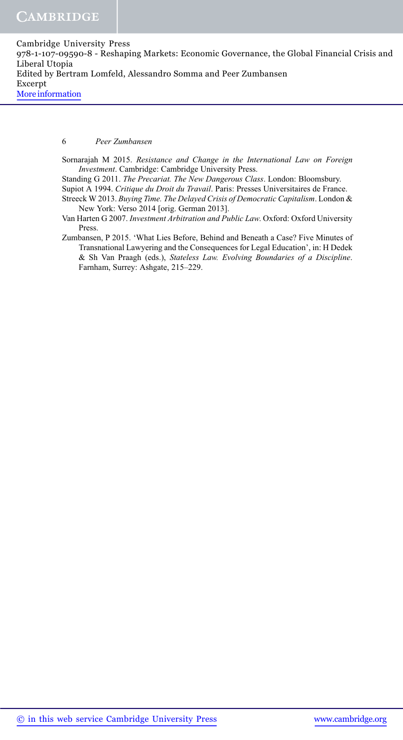Sornarajah M 2015. *Resistance and Change in the International Law on Foreign Investment*. Cambridge: Cambridge University Press.

Standing G 2011. *The Precariat. The New Dangerous Class*. London: Bloomsbury.

Supiot A 1994. *Critique du Droit du Travail*. Paris: Presses Universitaires de France.

Streeck W 2013. *Buying Time. The Delayed Crisis of Democratic Capitalism*. London & New York: Verso 2014 [orig. German 2013].

Van Harten G 2007. *Investment Arbitration and Public Law*. Oxford: Oxford University Press.

Zumbansen, P 2015. 'What Lies Before, Behind and Beneath a Case? Five Minutes of Transnational Lawyering and the Consequences for Legal Education', in: H Dedek & Sh Van Praagh (eds.), *Stateless Law. Evolving Boundaries of a Discipline*. Farnham, Surrey: Ashgate, 215–229.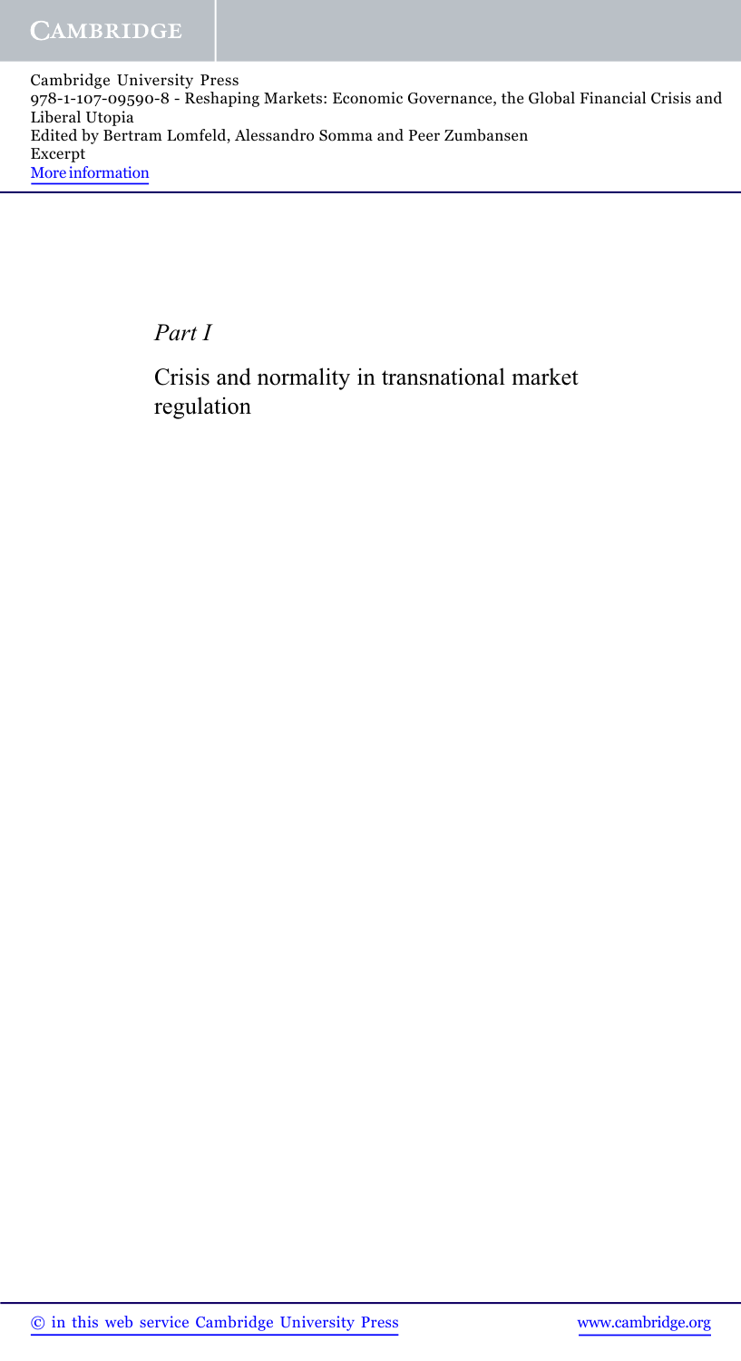*Part I*

# Crisis and normality in transnational market regulation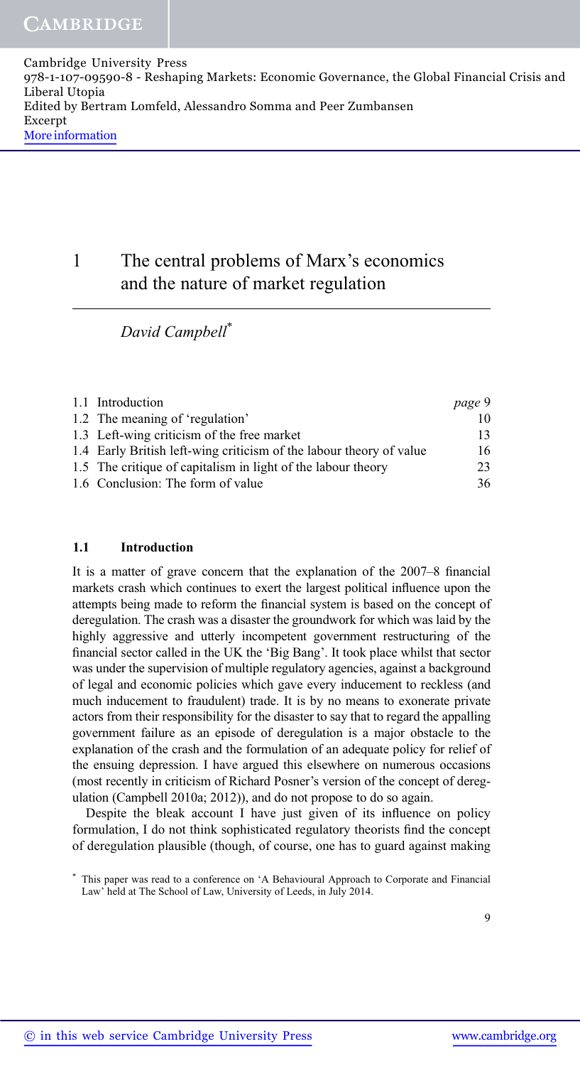# 1 The central problems of Marx's economics and the nature of market regulation

*David Campbell*[*]

| | |
|---|---|
| 1.1 Introduction | *page* 9 |
| 1.2 The meaning of 'regulation' | 10 |
| 1.3 Left-wing criticism of the free market | 13 |
| 1.4 Early British left-wing criticism of the labour theory of value | 16 |
| 1.5 The critique of capitalism in light of the labour theory | 23 |
| 1.6 Conclusion: The form of value | 36 |

## 1.1 Introduction

It is a matter of grave concern that the explanation of the 2007–8 financial markets crash which continues to exert the largest political influence upon the attempts being made to reform the financial system is based on the concept of deregulation. The crash was a disaster the groundwork for which was laid by the highly aggressive and utterly incompetent government restructuring of the financial sector called in the UK the 'Big Bang'. It took place whilst that sector was under the supervision of multiple regulatory agencies, against a background of legal and economic policies which gave every inducement to reckless (and much inducement to fraudulent) trade. It is by no means to exonerate private actors from their responsibility for the disaster to say that to regard the appalling government failure as an episode of deregulation is a major obstacle to the explanation of the crash and the formulation of an adequate policy for relief of the ensuing depression. I have argued this elsewhere on numerous occasions (most recently in criticism of Richard Posner's version of the concept of deregulation (Campbell 2010a; 2012)), and do not propose to do so again.

Despite the bleak account I have just given of its influence on policy formulation, I do not think sophisticated regulatory theorists find the concept of deregulation plausible (though, of course, one has to guard against making

[*] This paper was read to a conference on 'A Behavioural Approach to Corporate and Financial Law' held at The School of Law, University of Leeds, in July 2014.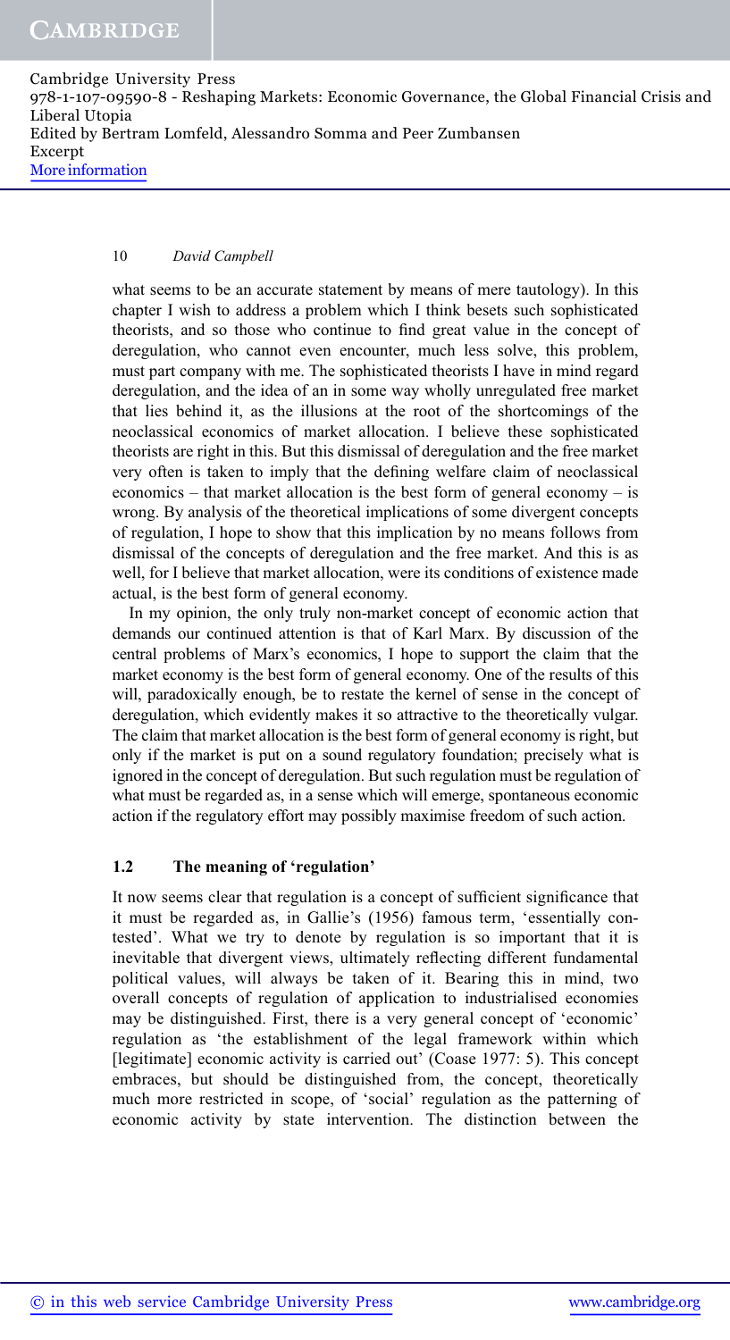what seems to be an accurate statement by means of mere tautology). In this chapter I wish to address a problem which I think besets such sophisticated theorists, and so those who continue to find great value in the concept of deregulation, who cannot even encounter, much less solve, this problem, must part company with me. The sophisticated theorists I have in mind regard deregulation, and the idea of an in some way wholly unregulated free market that lies behind it, as the illusions at the root of the shortcomings of the neoclassical economics of market allocation. I believe these sophisticated theorists are right in this. But this dismissal of deregulation and the free market very often is taken to imply that the defining welfare claim of neoclassical economics – that market allocation is the best form of general economy – is wrong. By analysis of the theoretical implications of some divergent concepts of regulation, I hope to show that this implication by no means follows from dismissal of the concepts of deregulation and the free market. And this is as well, for I believe that market allocation, were its conditions of existence made actual, is the best form of general economy.

In my opinion, the only truly non-market concept of economic action that demands our continued attention is that of Karl Marx. By discussion of the central problems of Marx's economics, I hope to support the claim that the market economy is the best form of general economy. One of the results of this will, paradoxically enough, be to restate the kernel of sense in the concept of deregulation, which evidently makes it so attractive to the theoretically vulgar. The claim that market allocation is the best form of general economy is right, but only if the market is put on a sound regulatory foundation; precisely what is ignored in the concept of deregulation. But such regulation must be regulation of what must be regarded as, in a sense which will emerge, spontaneous economic action if the regulatory effort may possibly maximise freedom of such action.

## 1.2 The meaning of 'regulation'

It now seems clear that regulation is a concept of sufficient significance that it must be regarded as, in Gallie's (1956) famous term, 'essentially contested'. What we try to denote by regulation is so important that it is inevitable that divergent views, ultimately reflecting different fundamental political values, will always be taken of it. Bearing this in mind, two overall concepts of regulation of application to industrialised economies may be distinguished. First, there is a very general concept of 'economic' regulation as 'the establishment of the legal framework within which [legitimate] economic activity is carried out' (Coase 1977: 5). This concept embraces, but should be distinguished from, the concept, theoretically much more restricted in scope, of 'social' regulation as the patterning of economic activity by state intervention. The distinction between the